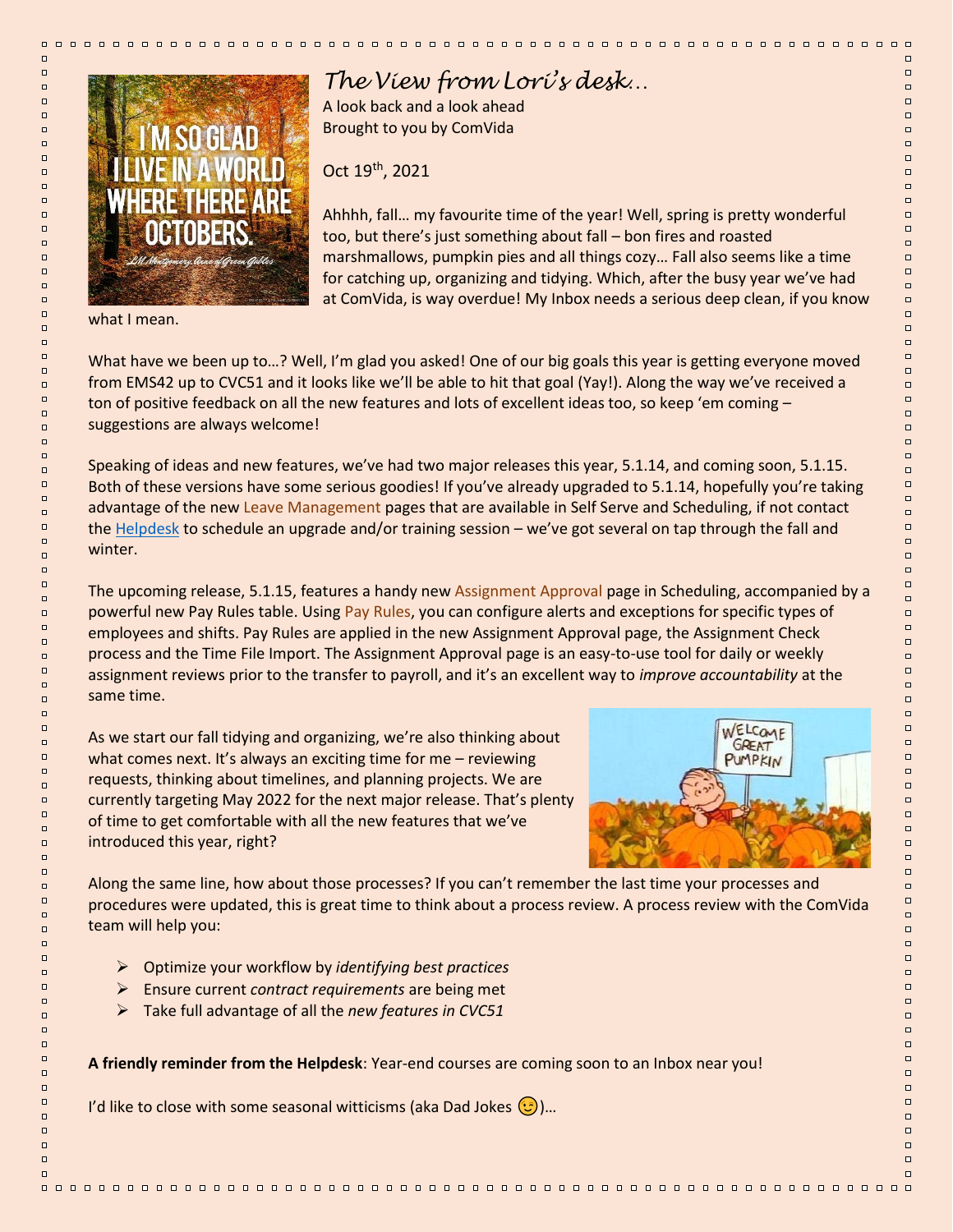# *The View from Lori's desk…*

A look back and a look ahead
Brought to you by ComVida

Oct 19th, 2021

Ahhhh, fall… my favourite time of the year! Well, spring is pretty wonderful too, but there's just something about fall – bon fires and roasted marshmallows, pumpkin pies and all things cozy… Fall also seems like a time for catching up, organizing and tidying. Which, after the busy year we've had at ComVida, is way overdue! My Inbox needs a serious deep clean, if you know what I mean.

What have we been up to…? Well, I'm glad you asked! One of our big goals this year is getting everyone moved from EMS42 up to CVC51 and it looks like we'll be able to hit that goal (Yay!). Along the way we've received a ton of positive feedback on all the new features and lots of excellent ideas too, so keep 'em coming – suggestions are always welcome!

Speaking of ideas and new features, we've had two major releases this year, 5.1.14, and coming soon, 5.1.15. Both of these versions have some serious goodies! If you've already upgraded to 5.1.14, hopefully you're taking advantage of the new Leave Management pages that are available in Self Serve and Scheduling, if not contact the Helpdesk to schedule an upgrade and/or training session – we've got several on tap through the fall and winter.

The upcoming release, 5.1.15, features a handy new Assignment Approval page in Scheduling, accompanied by a powerful new Pay Rules table. Using Pay Rules, you can configure alerts and exceptions for specific types of employees and shifts. Pay Rules are applied in the new Assignment Approval page, the Assignment Check process and the Time File Import. The Assignment Approval page is an easy-to-use tool for daily or weekly assignment reviews prior to the transfer to payroll, and it's an excellent way to *improve accountability* at the same time.

As we start our fall tidying and organizing, we're also thinking about what comes next. It's always an exciting time for me – reviewing requests, thinking about timelines, and planning projects. We are currently targeting May 2022 for the next major release. That's plenty of time to get comfortable with all the new features that we've introduced this year, right?

Along the same line, how about those processes? If you can't remember the last time your processes and procedures were updated, this is great time to think about a process review. A process review with the ComVida team will help you:

- Optimize your workflow by *identifying best practices*
- Ensure current *contract requirements* are being met
- Take full advantage of all the *new features in CVC51*

**A friendly reminder from the Helpdesk**: Year-end courses are coming soon to an Inbox near you!

I'd like to close with some seasonal witticisms (aka Dad Jokes 😉)…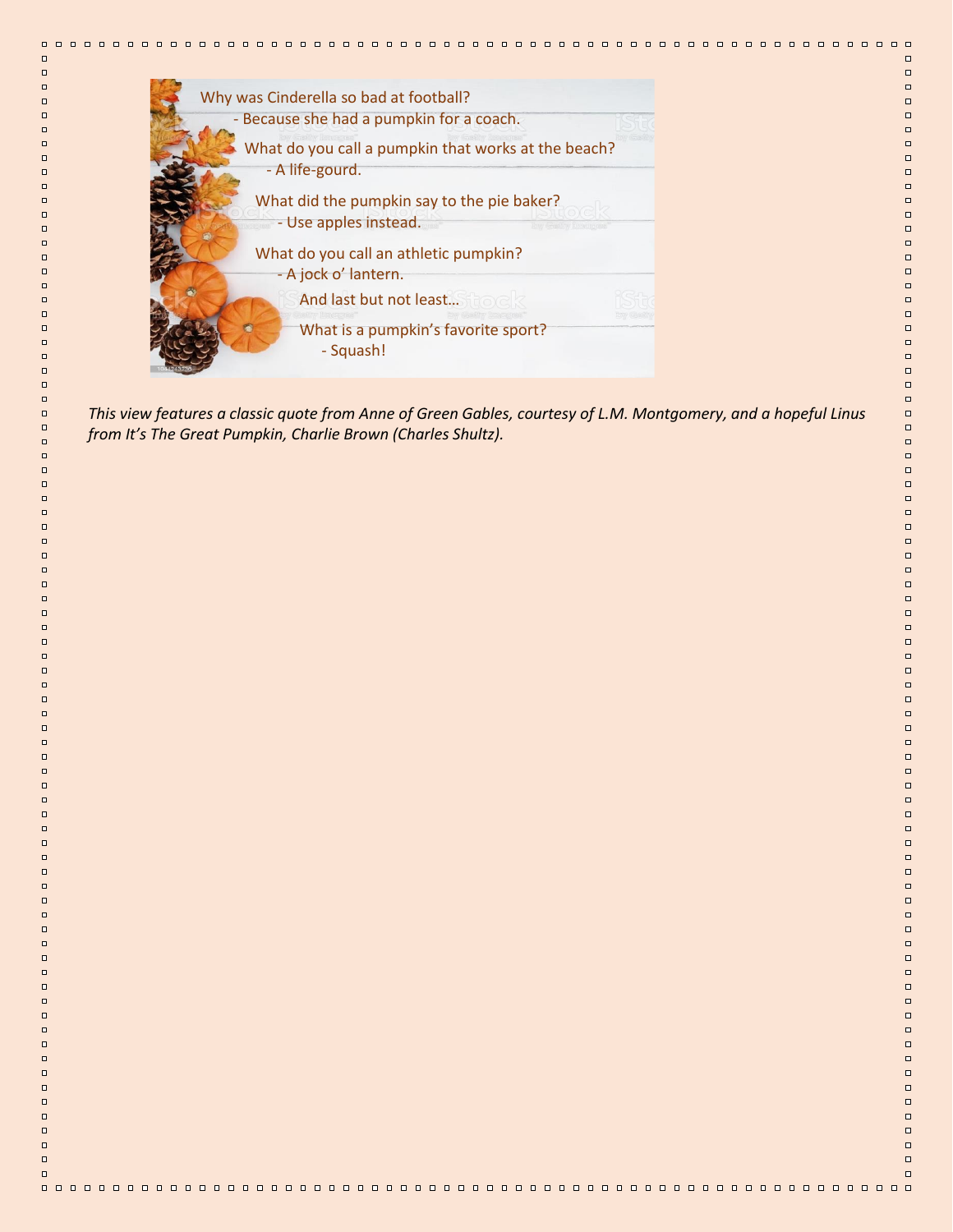Why was Cinderella so bad at football?
- Because she had a pumpkin for a coach.

What do you call a pumpkin that works at the beach?
- A life-gourd.

What did the pumpkin say to the pie baker?
- Use apples instead.

What do you call an athletic pumpkin?
- A jock o' lantern.

And last but not least…

What is a pumpkin's favorite sport?
- Squash!

*This view features a classic quote from Anne of Green Gables, courtesy of L.M. Montgomery, and a hopeful Linus from It's The Great Pumpkin, Charlie Brown (Charles Shultz).*